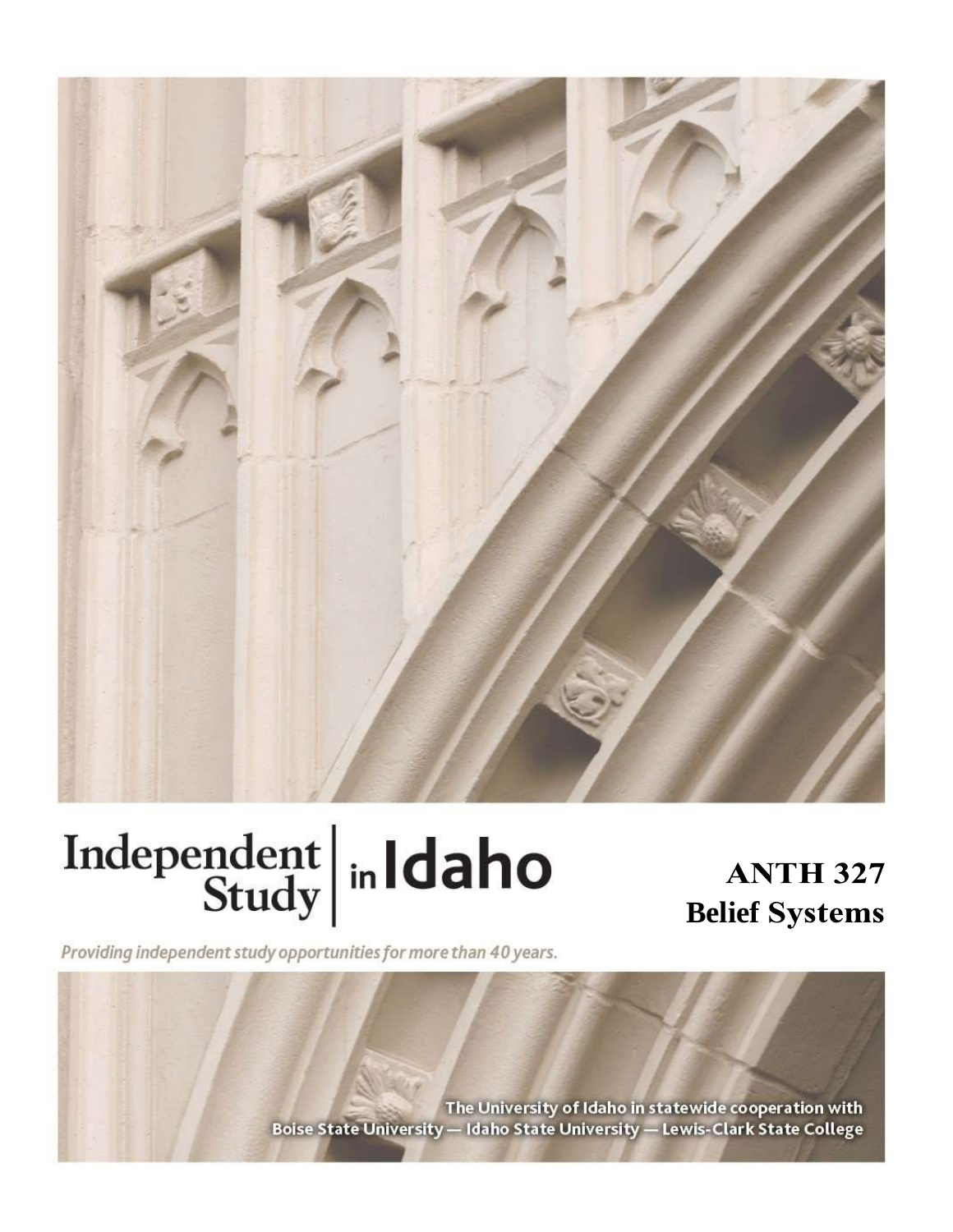Independent Study in Idaho

*Providing independent study opportunities for more than 40 years.*

# ANTH 327
# Belief Systems

The University of Idaho in statewide cooperation with
Boise State University — Idaho State University — Lewis-Clark State College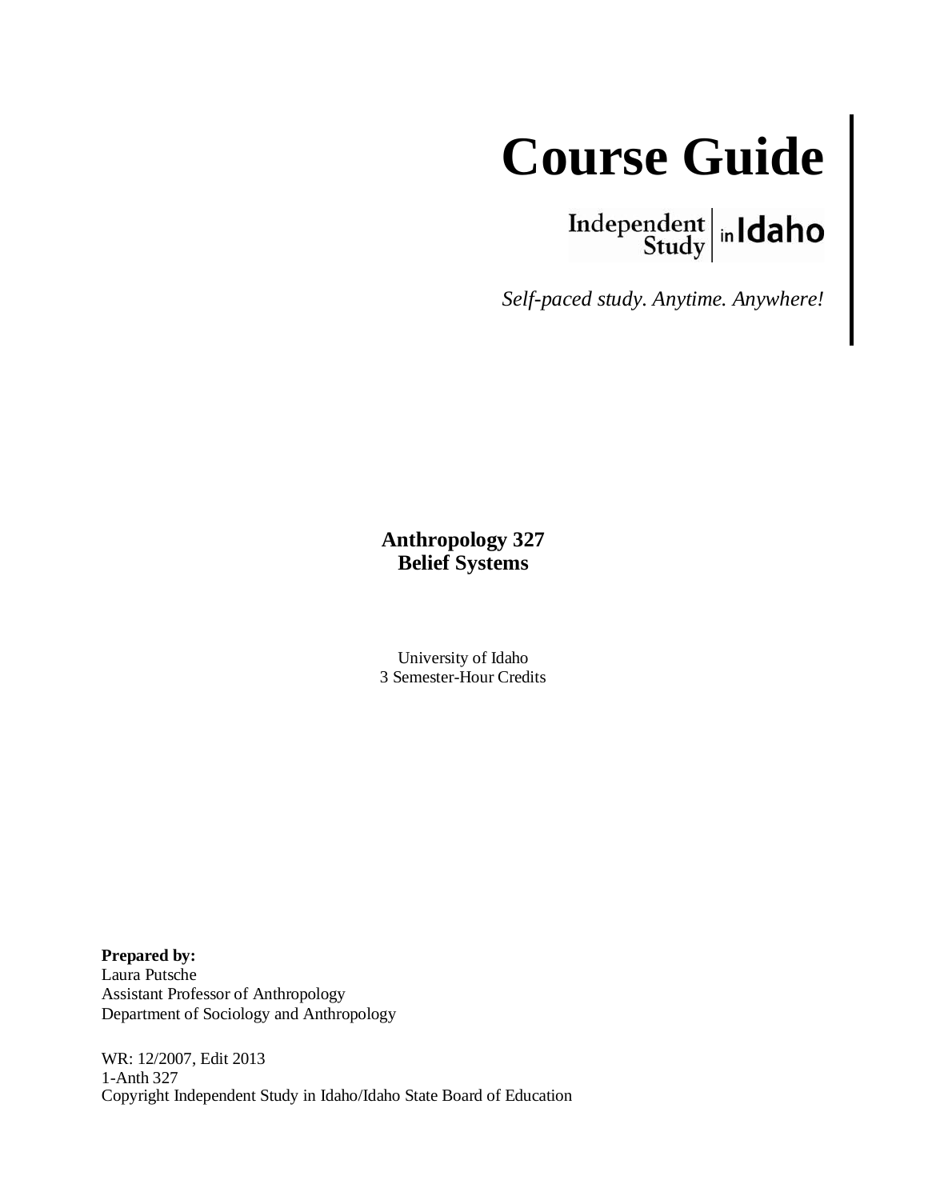# Course Guide

Independent Study in Idaho

*Self-paced study. Anytime. Anywhere!*

**Anthropology 327**
**Belief Systems**

University of Idaho
3 Semester-Hour Credits

**Prepared by:**
Laura Putsche
Assistant Professor of Anthropology
Department of Sociology and Anthropology

WR: 12/2007, Edit 2013
1-Anth 327
Copyright Independent Study in Idaho/Idaho State Board of Education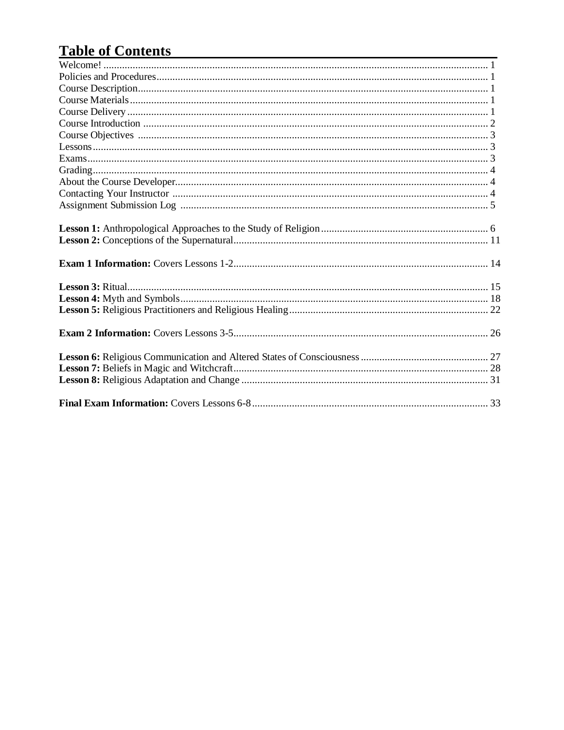# Table of Contents

Welcome! ..... 1
Policies and Procedures ..... 1
Course Description ..... 1
Course Materials ..... 1
Course Delivery ..... 1
Course Introduction ..... 2
Course Objectives ..... 3
Lessons ..... 3
Exams ..... 3
Grading ..... 4
About the Course Developer ..... 4
Contacting Your Instructor ..... 4
Assignment Submission Log ..... 5

**Lesson 1:** Anthropological Approaches to the Study of Religion ..... 6
**Lesson 2:** Conceptions of the Supernatural ..... 11

**Exam 1 Information:** Covers Lessons 1-2 ..... 14

**Lesson 3:** Ritual ..... 15
**Lesson 4:** Myth and Symbols ..... 18
**Lesson 5:** Religious Practitioners and Religious Healing ..... 22

**Exam 2 Information:** Covers Lessons 3-5 ..... 26

**Lesson 6:** Religious Communication and Altered States of Consciousness ..... 27
**Lesson 7:** Beliefs in Magic and Witchcraft ..... 28
**Lesson 8:** Religious Adaptation and Change ..... 31

**Final Exam Information:** Covers Lessons 6-8 ..... 33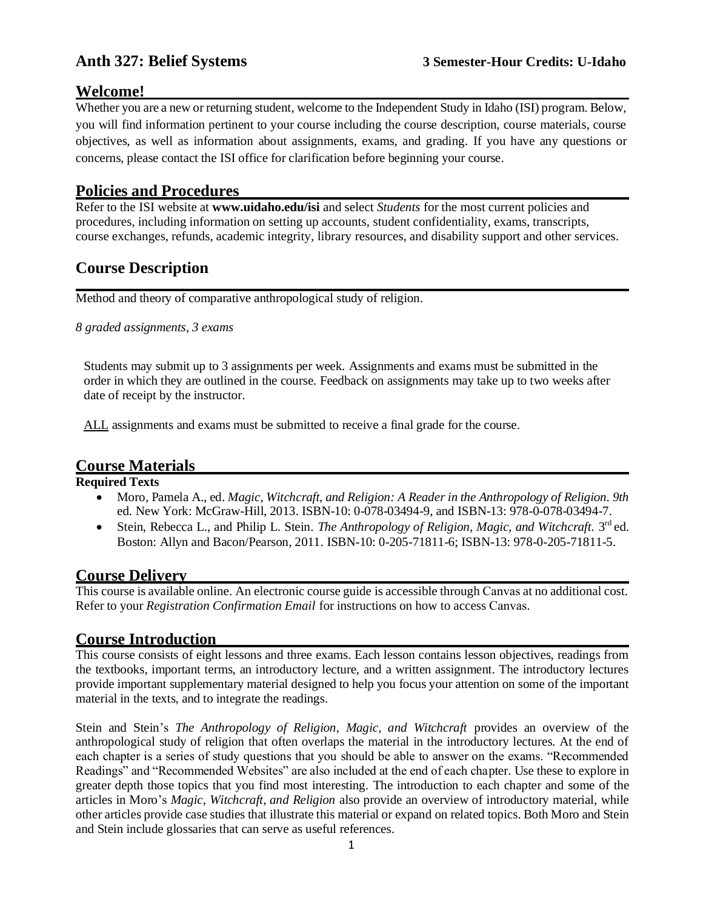# Anth 327: Belief Systems

**3 Semester-Hour Credits: U-Idaho**

## Welcome!

Whether you are a new or returning student, welcome to the Independent Study in Idaho (ISI) program. Below, you will find information pertinent to your course including the course description, course materials, course objectives, as well as information about assignments, exams, and grading. If you have any questions or concerns, please contact the ISI office for clarification before beginning your course.

## Policies and Procedures

Refer to the ISI website at **www.uidaho.edu/isi** and select *Students* for the most current policies and procedures, including information on setting up accounts, student confidentiality, exams, transcripts, course exchanges, refunds, academic integrity, library resources, and disability support and other services.

## Course Description

Method and theory of comparative anthropological study of religion.

*8 graded assignments, 3 exams*

Students may submit up to 3 assignments per week. Assignments and exams must be submitted in the order in which they are outlined in the course. Feedback on assignments may take up to two weeks after date of receipt by the instructor.

ALL assignments and exams must be submitted to receive a final grade for the course.

## Course Materials

**Required Texts**

- Moro, Pamela A., ed. *Magic, Witchcraft, and Religion: A Reader in the Anthropology of Religion. 9th* ed. New York: McGraw-Hill, 2013. ISBN-10: 0-078-03494-9, and ISBN-13: 978-0-078-03494-7.
- Stein, Rebecca L., and Philip L. Stein. *The Anthropology of Religion, Magic, and Witchcraft.* 3rd ed. Boston: Allyn and Bacon/Pearson, 2011. ISBN-10: 0-205-71811-6; ISBN-13: 978-0-205-71811-5.

## Course Delivery

This course is available online. An electronic course guide is accessible through Canvas at no additional cost. Refer to your *Registration Confirmation Email* for instructions on how to access Canvas.

## Course Introduction

This course consists of eight lessons and three exams. Each lesson contains lesson objectives, readings from the textbooks, important terms, an introductory lecture, and a written assignment. The introductory lectures provide important supplementary material designed to help you focus your attention on some of the important material in the texts, and to integrate the readings.

Stein and Stein's *The Anthropology of Religion, Magic, and Witchcraft* provides an overview of the anthropological study of religion that often overlaps the material in the introductory lectures. At the end of each chapter is a series of study questions that you should be able to answer on the exams. "Recommended Readings" and "Recommended Websites" are also included at the end of each chapter. Use these to explore in greater depth those topics that you find most interesting. The introduction to each chapter and some of the articles in Moro's *Magic, Witchcraft, and Religion* also provide an overview of introductory material, while other articles provide case studies that illustrate this material or expand on related topics. Both Moro and Stein and Stein include glossaries that can serve as useful references.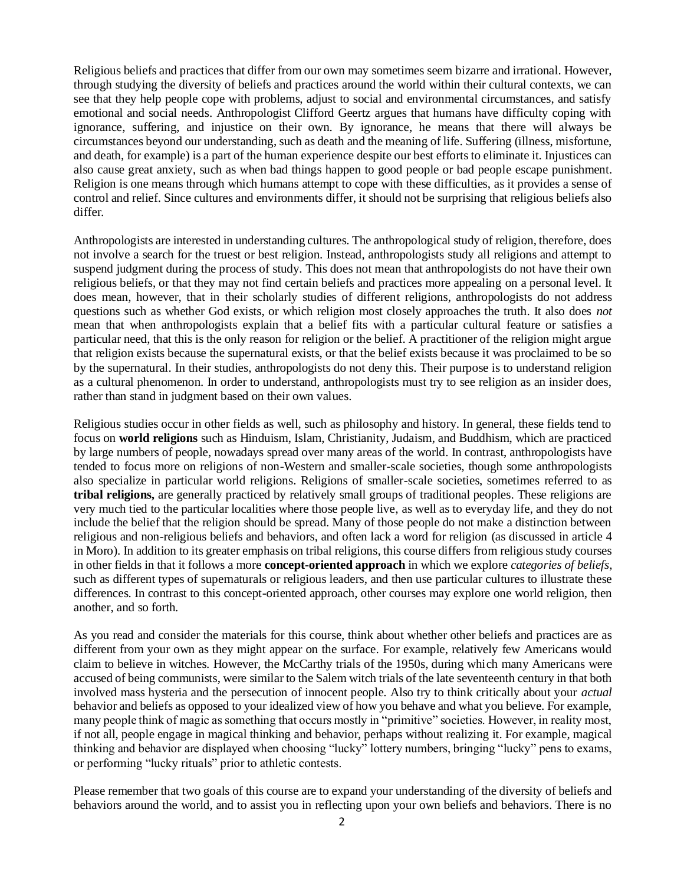Religious beliefs and practices that differ from our own may sometimes seem bizarre and irrational. However, through studying the diversity of beliefs and practices around the world within their cultural contexts, we can see that they help people cope with problems, adjust to social and environmental circumstances, and satisfy emotional and social needs. Anthropologist Clifford Geertz argues that humans have difficulty coping with ignorance, suffering, and injustice on their own. By ignorance, he means that there will always be circumstances beyond our understanding, such as death and the meaning of life. Suffering (illness, misfortune, and death, for example) is a part of the human experience despite our best efforts to eliminate it. Injustices can also cause great anxiety, such as when bad things happen to good people or bad people escape punishment. Religion is one means through which humans attempt to cope with these difficulties, as it provides a sense of control and relief. Since cultures and environments differ, it should not be surprising that religious beliefs also differ.

Anthropologists are interested in understanding cultures. The anthropological study of religion, therefore, does not involve a search for the truest or best religion. Instead, anthropologists study all religions and attempt to suspend judgment during the process of study. This does not mean that anthropologists do not have their own religious beliefs, or that they may not find certain beliefs and practices more appealing on a personal level. It does mean, however, that in their scholarly studies of different religions, anthropologists do not address questions such as whether God exists, or which religion most closely approaches the truth. It also does *not* mean that when anthropologists explain that a belief fits with a particular cultural feature or satisfies a particular need, that this is the only reason for religion or the belief. A practitioner of the religion might argue that religion exists because the supernatural exists, or that the belief exists because it was proclaimed to be so by the supernatural. In their studies, anthropologists do not deny this. Their purpose is to understand religion as a cultural phenomenon. In order to understand, anthropologists must try to see religion as an insider does, rather than stand in judgment based on their own values.

Religious studies occur in other fields as well, such as philosophy and history. In general, these fields tend to focus on **world religions** such as Hinduism, Islam, Christianity, Judaism, and Buddhism, which are practiced by large numbers of people, nowadays spread over many areas of the world. In contrast, anthropologists have tended to focus more on religions of non-Western and smaller-scale societies, though some anthropologists also specialize in particular world religions. Religions of smaller-scale societies, sometimes referred to as **tribal religions,** are generally practiced by relatively small groups of traditional peoples. These religions are very much tied to the particular localities where those people live, as well as to everyday life, and they do not include the belief that the religion should be spread. Many of those people do not make a distinction between religious and non-religious beliefs and behaviors, and often lack a word for religion (as discussed in article 4 in Moro). In addition to its greater emphasis on tribal religions, this course differs from religious study courses in other fields in that it follows a more **concept-oriented approach** in which we explore *categories of beliefs*, such as different types of supernaturals or religious leaders, and then use particular cultures to illustrate these differences. In contrast to this concept-oriented approach, other courses may explore one world religion, then another, and so forth.

As you read and consider the materials for this course, think about whether other beliefs and practices are as different from your own as they might appear on the surface. For example, relatively few Americans would claim to believe in witches. However, the McCarthy trials of the 1950s, during which many Americans were accused of being communists, were similar to the Salem witch trials of the late seventeenth century in that both involved mass hysteria and the persecution of innocent people. Also try to think critically about your *actual* behavior and beliefs as opposed to your idealized view of how you behave and what you believe. For example, many people think of magic as something that occurs mostly in "primitive" societies. However, in reality most, if not all, people engage in magical thinking and behavior, perhaps without realizing it. For example, magical thinking and behavior are displayed when choosing "lucky" lottery numbers, bringing "lucky" pens to exams, or performing "lucky rituals" prior to athletic contests.

Please remember that two goals of this course are to expand your understanding of the diversity of beliefs and behaviors around the world, and to assist you in reflecting upon your own beliefs and behaviors. There is no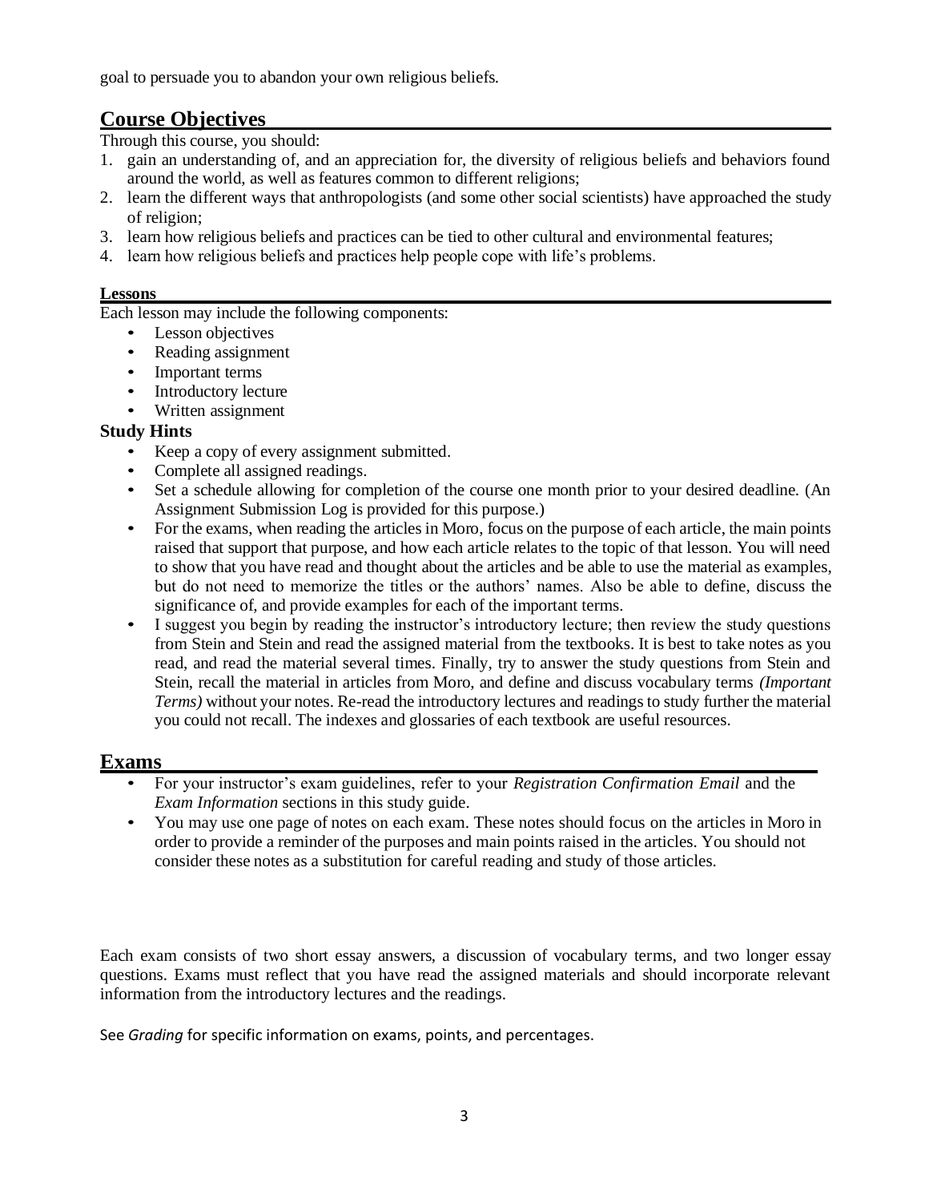goal to persuade you to abandon your own religious beliefs.

## Course Objectives

Through this course, you should:

1. gain an understanding of, and an appreciation for, the diversity of religious beliefs and behaviors found around the world, as well as features common to different religions;
2. learn the different ways that anthropologists (and some other social scientists) have approached the study of religion;
3. learn how religious beliefs and practices can be tied to other cultural and environmental features;
4. learn how religious beliefs and practices help people cope with life's problems.

### Lessons

Each lesson may include the following components:

- Lesson objectives
- Reading assignment
- Important terms
- Introductory lecture
- Written assignment

### Study Hints

- Keep a copy of every assignment submitted.
- Complete all assigned readings.
- Set a schedule allowing for completion of the course one month prior to your desired deadline. (An Assignment Submission Log is provided for this purpose.)
- For the exams, when reading the articles in Moro, focus on the purpose of each article, the main points raised that support that purpose, and how each article relates to the topic of that lesson. You will need to show that you have read and thought about the articles and be able to use the material as examples, but do not need to memorize the titles or the authors' names. Also be able to define, discuss the significance of, and provide examples for each of the important terms.
- I suggest you begin by reading the instructor's introductory lecture; then review the study questions from Stein and Stein and read the assigned material from the textbooks. It is best to take notes as you read, and read the material several times. Finally, try to answer the study questions from Stein and Stein, recall the material in articles from Moro, and define and discuss vocabulary terms *(Important Terms)* without your notes. Re-read the introductory lectures and readings to study further the material you could not recall. The indexes and glossaries of each textbook are useful resources.

## Exams

- For your instructor's exam guidelines, refer to your *Registration Confirmation Email* and the *Exam Information* sections in this study guide.
- You may use one page of notes on each exam. These notes should focus on the articles in Moro in order to provide a reminder of the purposes and main points raised in the articles. You should not consider these notes as a substitution for careful reading and study of those articles.

Each exam consists of two short essay answers, a discussion of vocabulary terms, and two longer essay questions. Exams must reflect that you have read the assigned materials and should incorporate relevant information from the introductory lectures and the readings.

See *Grading* for specific information on exams, points, and percentages.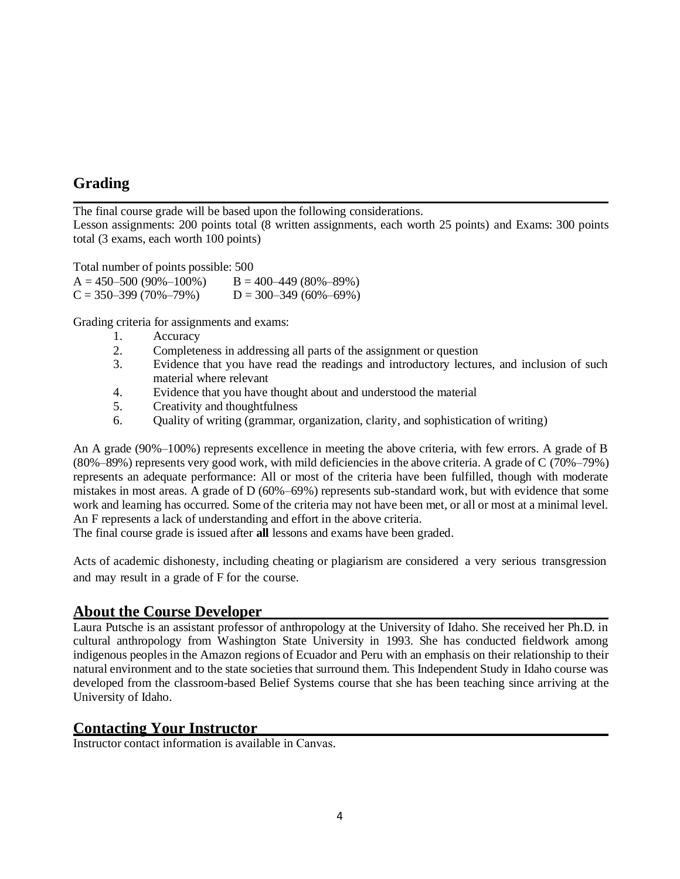## Grading

The final course grade will be based upon the following considerations.
Lesson assignments: 200 points total (8 written assignments, each worth 25 points) and Exams: 300 points total (3 exams, each worth 100 points)

Total number of points possible: 500

A = 450–500 (90%–100%)    B = 400–449 (80%–89%)
C = 350–399 (70%–79%)    D = 300–349 (60%–69%)

Grading criteria for assignments and exams:

1. Accuracy
2. Completeness in addressing all parts of the assignment or question
3. Evidence that you have read the readings and introductory lectures, and inclusion of such material where relevant
4. Evidence that you have thought about and understood the material
5. Creativity and thoughtfulness
6. Quality of writing (grammar, organization, clarity, and sophistication of writing)

An A grade (90%–100%) represents excellence in meeting the above criteria, with few errors. A grade of B (80%–89%) represents very good work, with mild deficiencies in the above criteria. A grade of C (70%–79%) represents an adequate performance: All or most of the criteria have been fulfilled, though with moderate mistakes in most areas. A grade of D (60%–69%) represents sub-standard work, but with evidence that some work and learning has occurred. Some of the criteria may not have been met, or all or most at a minimal level. An F represents a lack of understanding and effort in the above criteria.
The final course grade is issued after **all** lessons and exams have been graded.

Acts of academic dishonesty, including cheating or plagiarism are considered a very serious transgression and may result in a grade of F for the course.

## About the Course Developer

Laura Putsche is an assistant professor of anthropology at the University of Idaho. She received her Ph.D. in cultural anthropology from Washington State University in 1993. She has conducted fieldwork among indigenous peoples in the Amazon regions of Ecuador and Peru with an emphasis on their relationship to their natural environment and to the state societies that surround them. This Independent Study in Idaho course was developed from the classroom-based Belief Systems course that she has been teaching since arriving at the University of Idaho.

## Contacting Your Instructor

Instructor contact information is available in Canvas.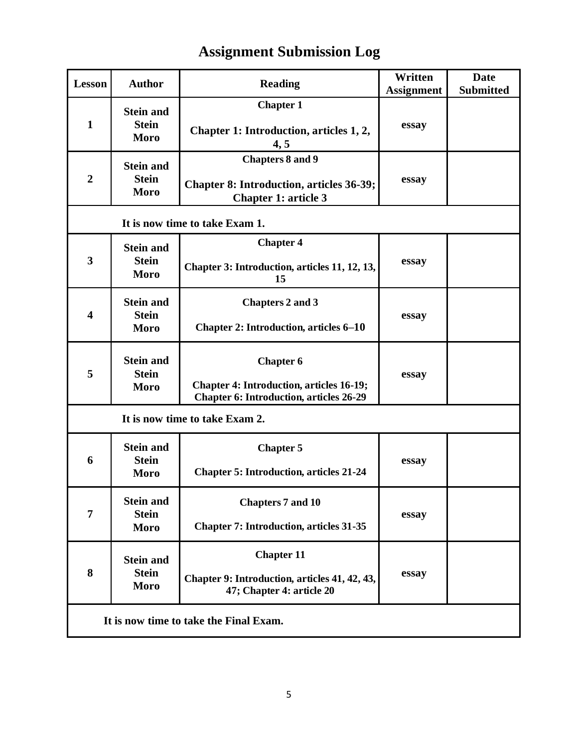# Assignment Submission Log

| Lesson | Author | Reading | Written Assignment | Date Submitted |
|---|---|---|---|---|
| 1 | Stein and Stein<br>Moro | Chapter 1<br><br>Chapter 1: Introduction, articles 1, 2, 4, 5 | essay | |
| 2 | Stein and Stein<br>Moro | Chapters 8 and 9<br><br>Chapter 8: Introduction, articles 36-39; Chapter 1: article 3 | essay | |
| It is now time to take Exam 1. | | | | |
| 3 | Stein and Stein<br>Moro | Chapter 4<br><br>Chapter 3: Introduction, articles 11, 12, 13, 15 | essay | |
| 4 | Stein and Stein<br>Moro | Chapters 2 and 3<br><br>Chapter 2: Introduction, articles 6–10 | essay | |
| 5 | Stein and Stein<br>Moro | Chapter 6<br><br>Chapter 4: Introduction, articles 16-19; Chapter 6: Introduction, articles 26-29 | essay | |
| It is now time to take Exam 2. | | | | |
| 6 | Stein and Stein<br>Moro | Chapter 5<br><br>Chapter 5: Introduction, articles 21-24 | essay | |
| 7 | Stein and Stein<br>Moro | Chapters 7 and 10<br><br>Chapter 7: Introduction, articles 31-35 | essay | |
| 8 | Stein and Stein<br>Moro | Chapter 11<br><br>Chapter 9: Introduction, articles 41, 42, 43, 47; Chapter 4: article 20 | essay | |
| It is now time to take the Final Exam. | | | | |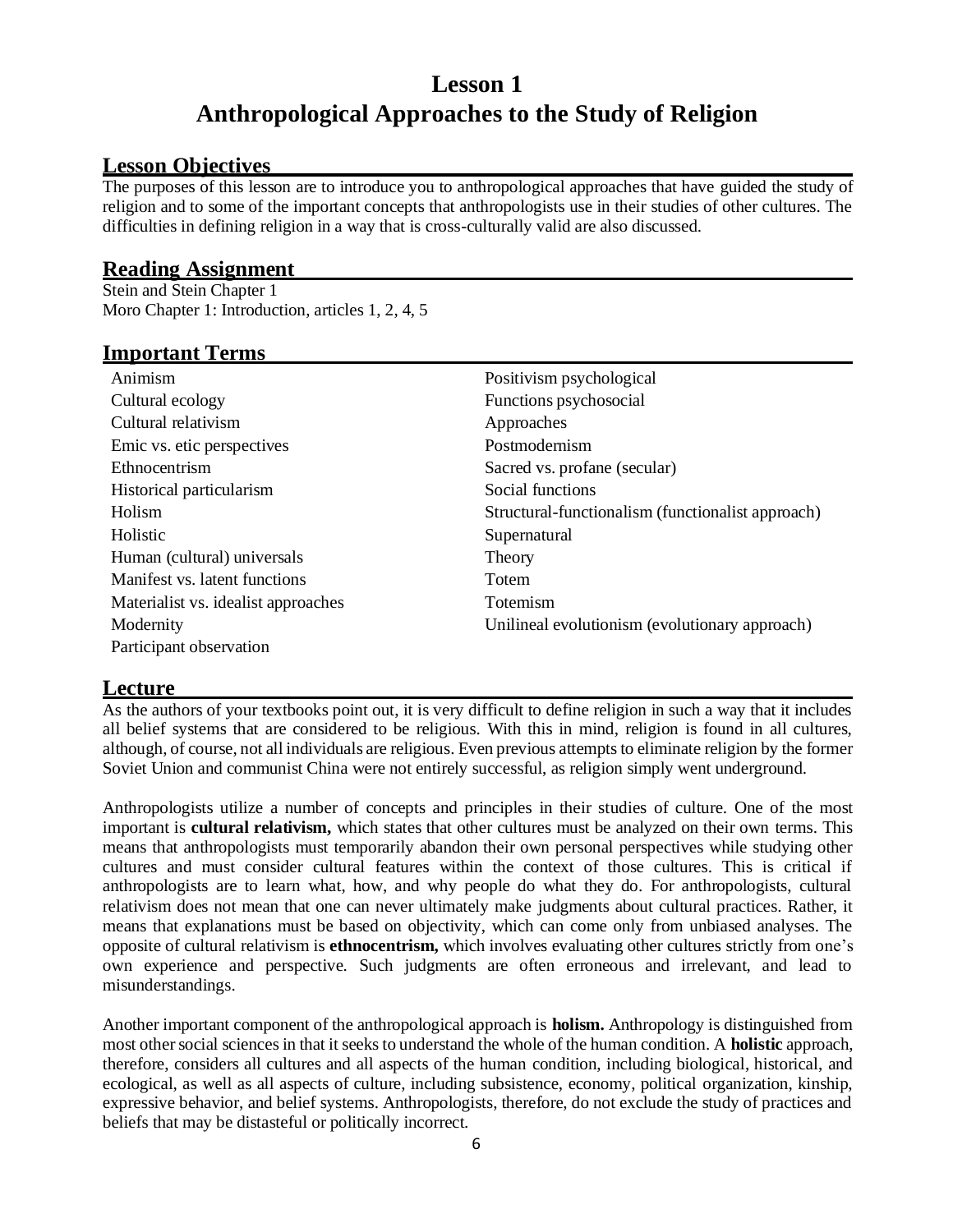# Lesson 1
# Anthropological Approaches to the Study of Religion

## Lesson Objectives

The purposes of this lesson are to introduce you to anthropological approaches that have guided the study of religion and to some of the important concepts that anthropologists use in their studies of other cultures. The difficulties in defining religion in a way that is cross-culturally valid are also discussed.

## Reading Assignment

Stein and Stein Chapter 1
Moro Chapter 1: Introduction, articles 1, 2, 4, 5

## Important Terms

| | |
|---|---|
| Animism | Positivism psychological |
| Cultural ecology | Functions psychosocial |
| Cultural relativism | Approaches |
| Emic vs. etic perspectives | Postmodernism |
| Ethnocentrism | Sacred vs. profane (secular) |
| Historical particularism | Social functions |
| Holism | Structural-functionalism (functionalist approach) |
| Holistic | Supernatural |
| Human (cultural) universals | Theory |
| Manifest vs. latent functions | Totem |
| Materialist vs. idealist approaches | Totemism |
| Modernity | Unilineal evolutionism (evolutionary approach) |
| Participant observation | |

## Lecture

As the authors of your textbooks point out, it is very difficult to define religion in such a way that it includes all belief systems that are considered to be religious. With this in mind, religion is found in all cultures, although, of course, not all individuals are religious. Even previous attempts to eliminate religion by the former Soviet Union and communist China were not entirely successful, as religion simply went underground.

Anthropologists utilize a number of concepts and principles in their studies of culture. One of the most important is **cultural relativism,** which states that other cultures must be analyzed on their own terms. This means that anthropologists must temporarily abandon their own personal perspectives while studying other cultures and must consider cultural features within the context of those cultures. This is critical if anthropologists are to learn what, how, and why people do what they do. For anthropologists, cultural relativism does not mean that one can never ultimately make judgments about cultural practices. Rather, it means that explanations must be based on objectivity, which can come only from unbiased analyses. The opposite of cultural relativism is **ethnocentrism,** which involves evaluating other cultures strictly from one's own experience and perspective. Such judgments are often erroneous and irrelevant, and lead to misunderstandings.

Another important component of the anthropological approach is **holism.** Anthropology is distinguished from most other social sciences in that it seeks to understand the whole of the human condition. A **holistic** approach, therefore, considers all cultures and all aspects of the human condition, including biological, historical, and ecological, as well as all aspects of culture, including subsistence, economy, political organization, kinship, expressive behavior, and belief systems. Anthropologists, therefore, do not exclude the study of practices and beliefs that may be distasteful or politically incorrect.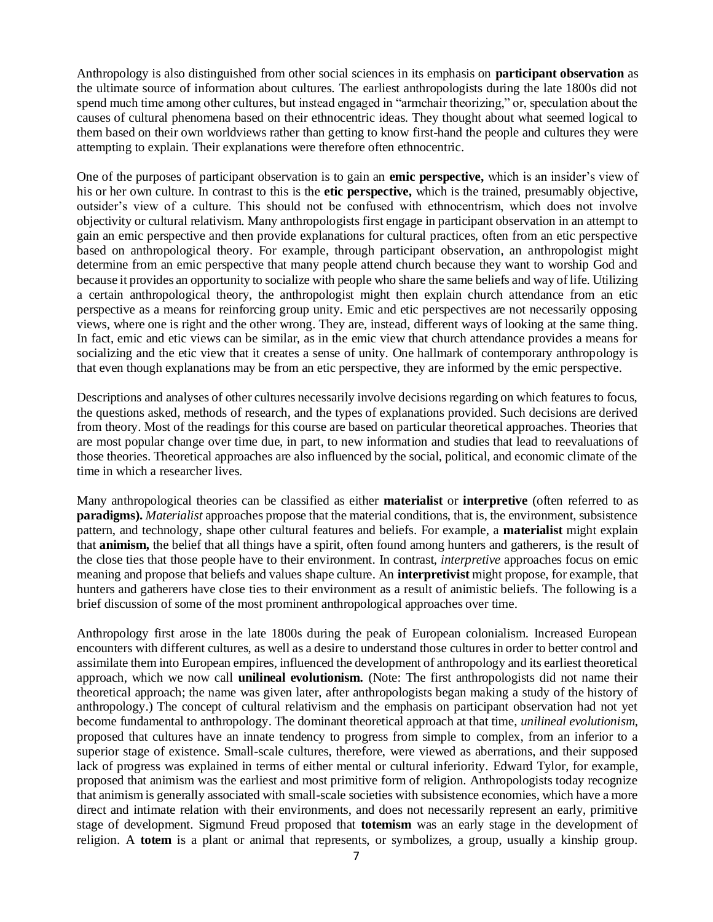Anthropology is also distinguished from other social sciences in its emphasis on **participant observation** as the ultimate source of information about cultures. The earliest anthropologists during the late 1800s did not spend much time among other cultures, but instead engaged in "armchair theorizing," or, speculation about the causes of cultural phenomena based on their ethnocentric ideas. They thought about what seemed logical to them based on their own worldviews rather than getting to know first-hand the people and cultures they were attempting to explain. Their explanations were therefore often ethnocentric.

One of the purposes of participant observation is to gain an **emic perspective,** which is an insider's view of his or her own culture. In contrast to this is the **etic perspective,** which is the trained, presumably objective, outsider's view of a culture. This should not be confused with ethnocentrism, which does not involve objectivity or cultural relativism. Many anthropologists first engage in participant observation in an attempt to gain an emic perspective and then provide explanations for cultural practices, often from an etic perspective based on anthropological theory. For example, through participant observation, an anthropologist might determine from an emic perspective that many people attend church because they want to worship God and because it provides an opportunity to socialize with people who share the same beliefs and way of life. Utilizing a certain anthropological theory, the anthropologist might then explain church attendance from an etic perspective as a means for reinforcing group unity. Emic and etic perspectives are not necessarily opposing views, where one is right and the other wrong. They are, instead, different ways of looking at the same thing. In fact, emic and etic views can be similar, as in the emic view that church attendance provides a means for socializing and the etic view that it creates a sense of unity. One hallmark of contemporary anthropology is that even though explanations may be from an etic perspective, they are informed by the emic perspective.

Descriptions and analyses of other cultures necessarily involve decisions regarding on which features to focus, the questions asked, methods of research, and the types of explanations provided. Such decisions are derived from theory. Most of the readings for this course are based on particular theoretical approaches. Theories that are most popular change over time due, in part, to new information and studies that lead to reevaluations of those theories. Theoretical approaches are also influenced by the social, political, and economic climate of the time in which a researcher lives.

Many anthropological theories can be classified as either **materialist** or **interpretive** (often referred to as **paradigms).** *Materialist* approaches propose that the material conditions, that is, the environment, subsistence pattern, and technology, shape other cultural features and beliefs. For example, a **materialist** might explain that **animism,** the belief that all things have a spirit, often found among hunters and gatherers, is the result of the close ties that those people have to their environment. In contrast, *interpretive* approaches focus on emic meaning and propose that beliefs and values shape culture. An **interpretivist** might propose, for example, that hunters and gatherers have close ties to their environment as a result of animistic beliefs. The following is a brief discussion of some of the most prominent anthropological approaches over time.

Anthropology first arose in the late 1800s during the peak of European colonialism. Increased European encounters with different cultures, as well as a desire to understand those cultures in order to better control and assimilate them into European empires, influenced the development of anthropology and its earliest theoretical approach, which we now call **unilineal evolutionism.** (Note: The first anthropologists did not name their theoretical approach; the name was given later, after anthropologists began making a study of the history of anthropology.) The concept of cultural relativism and the emphasis on participant observation had not yet become fundamental to anthropology. The dominant theoretical approach at that time, *unilineal evolutionism*, proposed that cultures have an innate tendency to progress from simple to complex, from an inferior to a superior stage of existence. Small-scale cultures, therefore, were viewed as aberrations, and their supposed lack of progress was explained in terms of either mental or cultural inferiority. Edward Tylor, for example, proposed that animism was the earliest and most primitive form of religion. Anthropologists today recognize that animism is generally associated with small-scale societies with subsistence economies, which have a more direct and intimate relation with their environments, and does not necessarily represent an early, primitive stage of development. Sigmund Freud proposed that **totemism** was an early stage in the development of religion. A **totem** is a plant or animal that represents, or symbolizes, a group, usually a kinship group.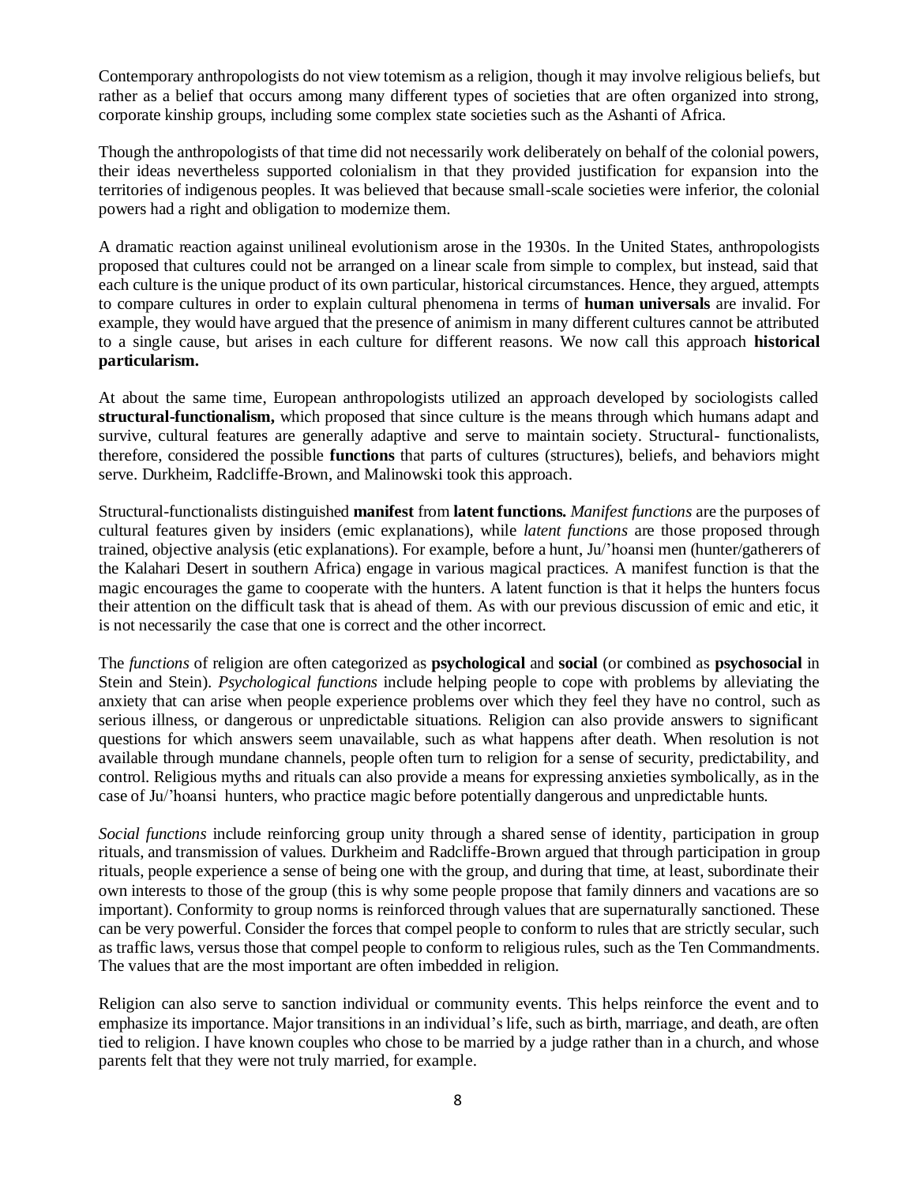Contemporary anthropologists do not view totemism as a religion, though it may involve religious beliefs, but rather as a belief that occurs among many different types of societies that are often organized into strong, corporate kinship groups, including some complex state societies such as the Ashanti of Africa.

Though the anthropologists of that time did not necessarily work deliberately on behalf of the colonial powers, their ideas nevertheless supported colonialism in that they provided justification for expansion into the territories of indigenous peoples. It was believed that because small-scale societies were inferior, the colonial powers had a right and obligation to modernize them.

A dramatic reaction against unilineal evolutionism arose in the 1930s. In the United States, anthropologists proposed that cultures could not be arranged on a linear scale from simple to complex, but instead, said that each culture is the unique product of its own particular, historical circumstances. Hence, they argued, attempts to compare cultures in order to explain cultural phenomena in terms of **human universals** are invalid. For example, they would have argued that the presence of animism in many different cultures cannot be attributed to a single cause, but arises in each culture for different reasons. We now call this approach **historical particularism.**

At about the same time, European anthropologists utilized an approach developed by sociologists called **structural-functionalism,** which proposed that since culture is the means through which humans adapt and survive, cultural features are generally adaptive and serve to maintain society. Structural- functionalists, therefore, considered the possible **functions** that parts of cultures (structures), beliefs, and behaviors might serve. Durkheim, Radcliffe-Brown, and Malinowski took this approach.

Structural-functionalists distinguished **manifest** from **latent functions.** *Manifest functions* are the purposes of cultural features given by insiders (emic explanations), while *latent functions* are those proposed through trained, objective analysis (etic explanations). For example, before a hunt, Ju/'hoansi men (hunter/gatherers of the Kalahari Desert in southern Africa) engage in various magical practices. A manifest function is that the magic encourages the game to cooperate with the hunters. A latent function is that it helps the hunters focus their attention on the difficult task that is ahead of them. As with our previous discussion of emic and etic, it is not necessarily the case that one is correct and the other incorrect.

The *functions* of religion are often categorized as **psychological** and **social** (or combined as **psychosocial** in Stein and Stein). *Psychological functions* include helping people to cope with problems by alleviating the anxiety that can arise when people experience problems over which they feel they have no control, such as serious illness, or dangerous or unpredictable situations. Religion can also provide answers to significant questions for which answers seem unavailable, such as what happens after death. When resolution is not available through mundane channels, people often turn to religion for a sense of security, predictability, and control. Religious myths and rituals can also provide a means for expressing anxieties symbolically, as in the case of Ju/'hoansi hunters, who practice magic before potentially dangerous and unpredictable hunts.

*Social functions* include reinforcing group unity through a shared sense of identity, participation in group rituals, and transmission of values. Durkheim and Radcliffe-Brown argued that through participation in group rituals, people experience a sense of being one with the group, and during that time, at least, subordinate their own interests to those of the group (this is why some people propose that family dinners and vacations are so important). Conformity to group norms is reinforced through values that are supernaturally sanctioned. These can be very powerful. Consider the forces that compel people to conform to rules that are strictly secular, such as traffic laws, versus those that compel people to conform to religious rules, such as the Ten Commandments. The values that are the most important are often imbedded in religion.

Religion can also serve to sanction individual or community events. This helps reinforce the event and to emphasize its importance. Major transitions in an individual's life, such as birth, marriage, and death, are often tied to religion. I have known couples who chose to be married by a judge rather than in a church, and whose parents felt that they were not truly married, for example.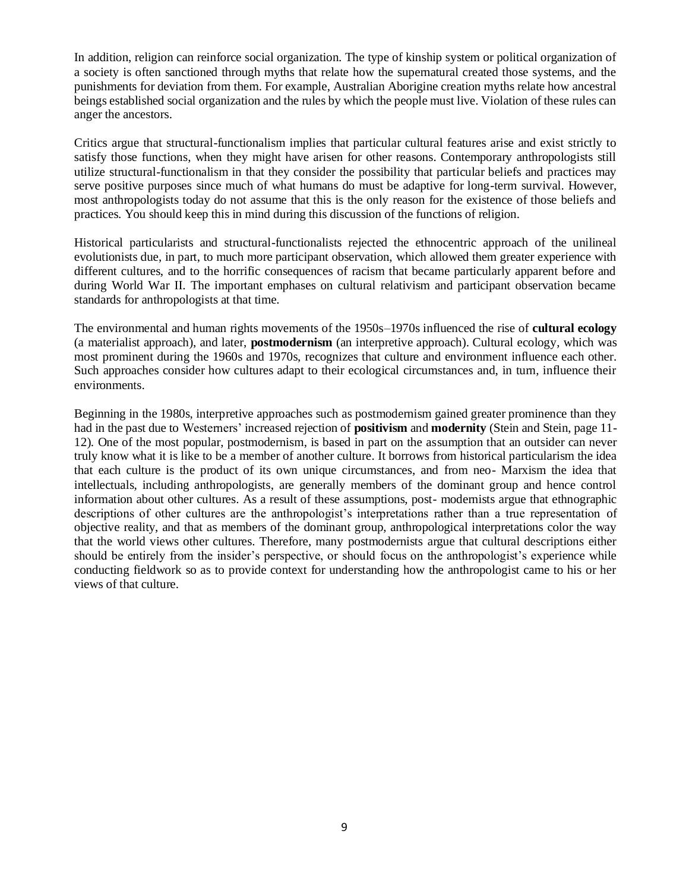In addition, religion can reinforce social organization. The type of kinship system or political organization of a society is often sanctioned through myths that relate how the supernatural created those systems, and the punishments for deviation from them. For example, Australian Aborigine creation myths relate how ancestral beings established social organization and the rules by which the people must live. Violation of these rules can anger the ancestors.

Critics argue that structural-functionalism implies that particular cultural features arise and exist strictly to satisfy those functions, when they might have arisen for other reasons. Contemporary anthropologists still utilize structural-functionalism in that they consider the possibility that particular beliefs and practices may serve positive purposes since much of what humans do must be adaptive for long-term survival. However, most anthropologists today do not assume that this is the only reason for the existence of those beliefs and practices. You should keep this in mind during this discussion of the functions of religion.

Historical particularists and structural-functionalists rejected the ethnocentric approach of the unilineal evolutionists due, in part, to much more participant observation, which allowed them greater experience with different cultures, and to the horrific consequences of racism that became particularly apparent before and during World War II. The important emphases on cultural relativism and participant observation became standards for anthropologists at that time.

The environmental and human rights movements of the 1950s–1970s influenced the rise of **cultural ecology** (a materialist approach), and later, **postmodernism** (an interpretive approach). Cultural ecology, which was most prominent during the 1960s and 1970s, recognizes that culture and environment influence each other. Such approaches consider how cultures adapt to their ecological circumstances and, in turn, influence their environments.

Beginning in the 1980s, interpretive approaches such as postmodernism gained greater prominence than they had in the past due to Westerners' increased rejection of **positivism** and **modernity** (Stein and Stein, page 11-12). One of the most popular, postmodernism, is based in part on the assumption that an outsider can never truly know what it is like to be a member of another culture. It borrows from historical particularism the idea that each culture is the product of its own unique circumstances, and from neo- Marxism the idea that intellectuals, including anthropologists, are generally members of the dominant group and hence control information about other cultures. As a result of these assumptions, post- modernists argue that ethnographic descriptions of other cultures are the anthropologist's interpretations rather than a true representation of objective reality, and that as members of the dominant group, anthropological interpretations color the way that the world views other cultures. Therefore, many postmodernists argue that cultural descriptions either should be entirely from the insider's perspective, or should focus on the anthropologist's experience while conducting fieldwork so as to provide context for understanding how the anthropologist came to his or her views of that culture.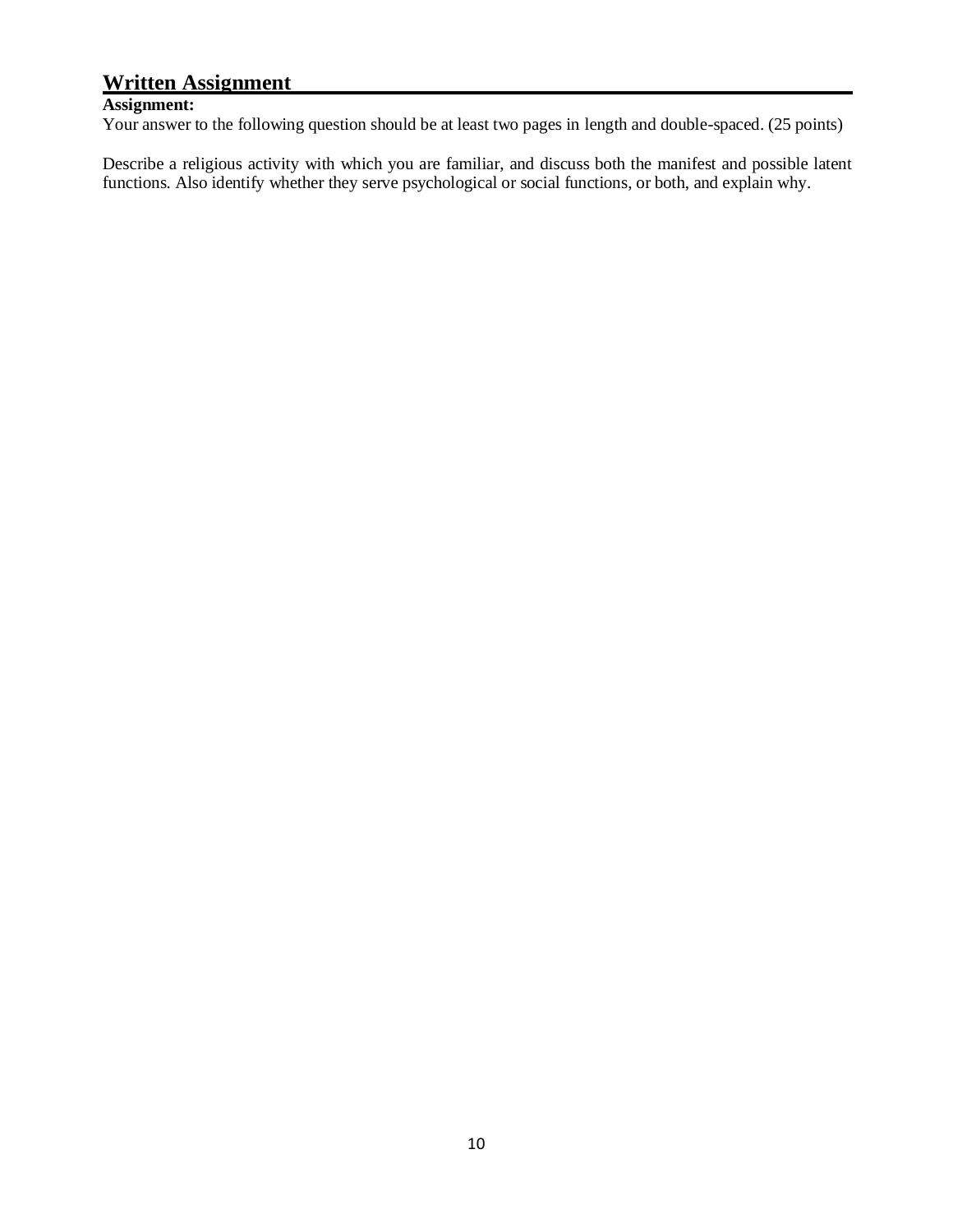## Written Assignment

**Assignment:**

Your answer to the following question should be at least two pages in length and double-spaced. (25 points)

Describe a religious activity with which you are familiar, and discuss both the manifest and possible latent functions. Also identify whether they serve psychological or social functions, or both, and explain why.